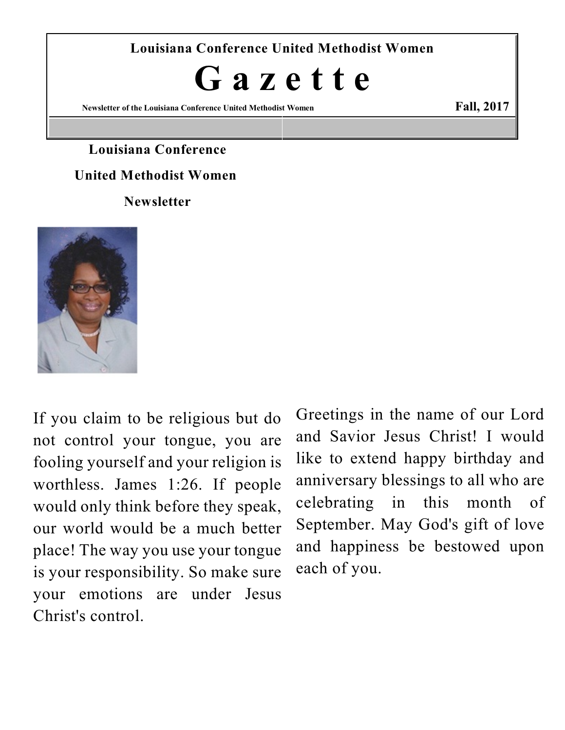**Louisiana Conference United Methodist Women**

# G a z e t t e

**Newsletter of the Louisiana Conference United Methodist Women** **Fall, 2017**

**Louisiana Conference**

**United Methodist Women**

**Newsletter**

If you claim to be religious but do not control your tongue, you are fooling yourself and your religion is worthless. James 1:26. If people would only think before they speak, our world would be a much better place! The way you use your tongue is your responsibility. So make sure your emotions are under Jesus Christ's control.

Greetings in the name of our Lord and Savior Jesus Christ! I would like to extend happy birthday and anniversary blessings to all who are celebrating in this month of September. May God's gift of love and happiness be bestowed upon each of you.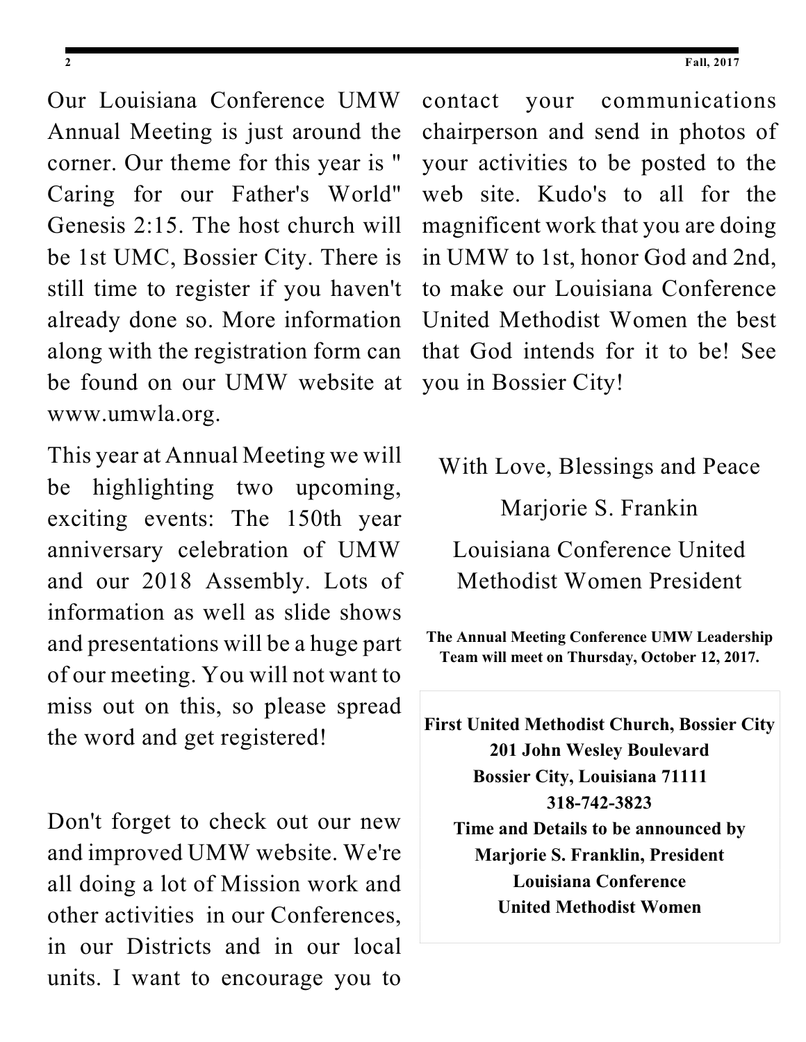Our Louisiana Conference UMW Annual Meeting is just around the corner. Our theme for this year is " Caring for our Father's World" Genesis 2:15. The host church will be 1st UMC, Bossier City. There is still time to register if you haven't already done so. More information along with the registration form can be found on our UMW website at www.umwla.org.

This year at Annual Meeting we will be highlighting two upcoming, exciting events: The 150th year anniversary celebration of UMW and our 2018 Assembly. Lots of information as well as slide shows and presentations will be a huge part of our meeting. You will not want to miss out on this, so please spread the word and get registered!

Don't forget to check out our new and improved UMW website. We're all doing a lot of Mission work and other activities in our Conferences, in our Districts and in our local units. I want to encourage you to contact your communications chairperson and send in photos of your activities to be posted to the web site. Kudo's to all for the magnificent work that you are doing in UMW to 1st, honor God and 2nd, to make our Louisiana Conference United Methodist Women the best that God intends for it to be! See you in Bossier City!

With Love, Blessings and Peace

Marjorie S. Frankin

Louisiana Conference United Methodist Women President

**The Annual Meeting Conference UMW Leadership Team will meet on Thursday, October 12, 2017.**

**First United Methodist Church, Bossier City**
**201 John Wesley Boulevard**
**Bossier City, Louisiana 71111**
**318-742-3823**
**Time and Details to be announced by**
**Marjorie S. Franklin, President**
**Louisiana Conference**
**United Methodist Women**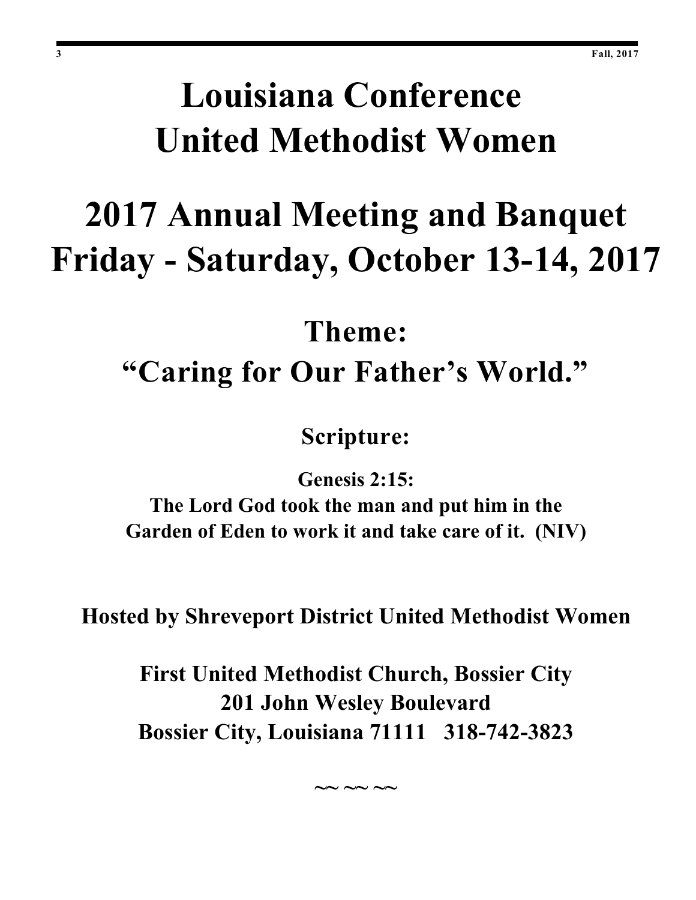# Louisiana Conference United Methodist Women

# 2017 Annual Meeting and Banquet Friday - Saturday, October 13-14, 2017

## Theme:
## "Caring for Our Father's World."

### Scripture:

**Genesis 2:15:**
**The Lord God took the man and put him in the Garden of Eden to work it and take care of it. (NIV)**

**Hosted by Shreveport District United Methodist Women**

**First United Methodist Church, Bossier City**
**201 John Wesley Boulevard**
**Bossier City, Louisiana 71111 318-742-3823**

~~ ~~ ~~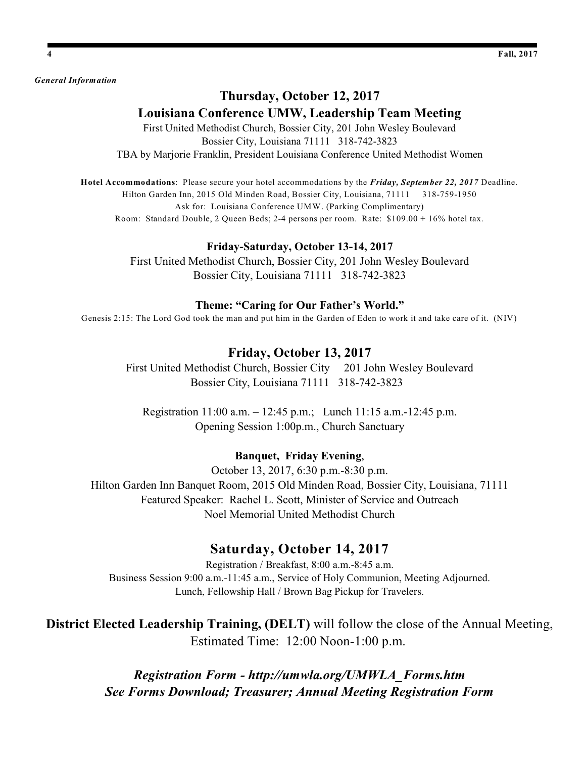*General Information*

## Thursday, October 12, 2017

## Louisiana Conference UMW, Leadership Team Meeting

First United Methodist Church, Bossier City, 201 John Wesley Boulevard
Bossier City, Louisiana 71111 318-742-3823
TBA by Marjorie Franklin, President Louisiana Conference United Methodist Women

**Hotel Accommodations**: Please secure your hotel accommodations by the ***Friday, September 22, 2017*** Deadline.
Hilton Garden Inn, 2015 Old Minden Road, Bossier City, Louisiana, 71111 318-759-1950
Ask for: Louisiana Conference UMW. (Parking Complimentary)
Room: Standard Double, 2 Queen Beds; 2-4 persons per room. Rate: $109.00 + 16% hotel tax.

**Friday-Saturday, October 13-14, 2017**

First United Methodist Church, Bossier City, 201 John Wesley Boulevard
Bossier City, Louisiana 71111 318-742-3823

**Theme: "Caring for Our Father's World."**

Genesis 2:15: The Lord God took the man and put him in the Garden of Eden to work it and take care of it. (NIV)

## Friday, October 13, 2017

First United Methodist Church, Bossier City 201 John Wesley Boulevard
Bossier City, Louisiana 71111 318-742-3823

Registration 11:00 a.m. – 12:45 p.m.; Lunch 11:15 a.m.-12:45 p.m.
Opening Session 1:00p.m., Church Sanctuary

**Banquet, Friday Evening**,
October 13, 2017, 6:30 p.m.-8:30 p.m.
Hilton Garden Inn Banquet Room, 2015 Old Minden Road, Bossier City, Louisiana, 71111
Featured Speaker: Rachel L. Scott, Minister of Service and Outreach
Noel Memorial United Methodist Church

## Saturday, October 14, 2017

Registration / Breakfast, 8:00 a.m.-8:45 a.m.
Business Session 9:00 a.m.-11:45 a.m., Service of Holy Communion, Meeting Adjourned.
Lunch, Fellowship Hall / Brown Bag Pickup for Travelers.

**District Elected Leadership Training, (DELT)** will follow the close of the Annual Meeting, Estimated Time: 12:00 Noon-1:00 p.m.

***Registration Form - http://umwla.org/UMWLA_Forms.htm***
***See Forms Download; Treasurer; Annual Meeting Registration Form***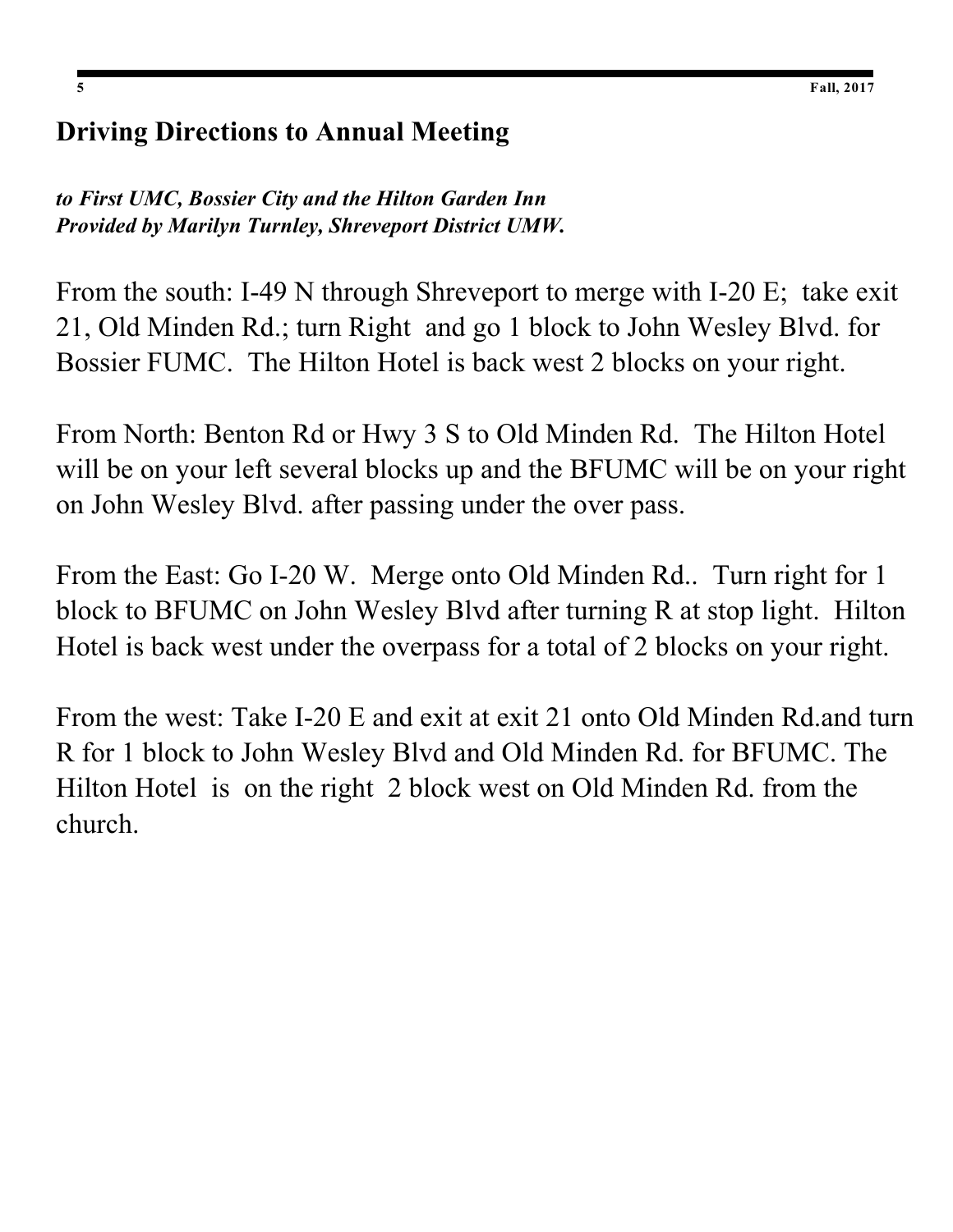## Driving Directions to Annual Meeting

***to First UMC, Bossier City and the Hilton Garden Inn***
***Provided by Marilyn Turnley, Shreveport District UMW.***

From the south: I-49 N through Shreveport to merge with I-20 E; take exit 21, Old Minden Rd.; turn Right and go 1 block to John Wesley Blvd. for Bossier FUMC. The Hilton Hotel is back west 2 blocks on your right.

From North: Benton Rd or Hwy 3 S to Old Minden Rd. The Hilton Hotel will be on your left several blocks up and the BFUMC will be on your right on John Wesley Blvd. after passing under the over pass.

From the East: Go I-20 W. Merge onto Old Minden Rd.. Turn right for 1 block to BFUMC on John Wesley Blvd after turning R at stop light. Hilton Hotel is back west under the overpass for a total of 2 blocks on your right.

From the west: Take I-20 E and exit at exit 21 onto Old Minden Rd.and turn R for 1 block to John Wesley Blvd and Old Minden Rd. for BFUMC. The Hilton Hotel is on the right 2 block west on Old Minden Rd. from the church.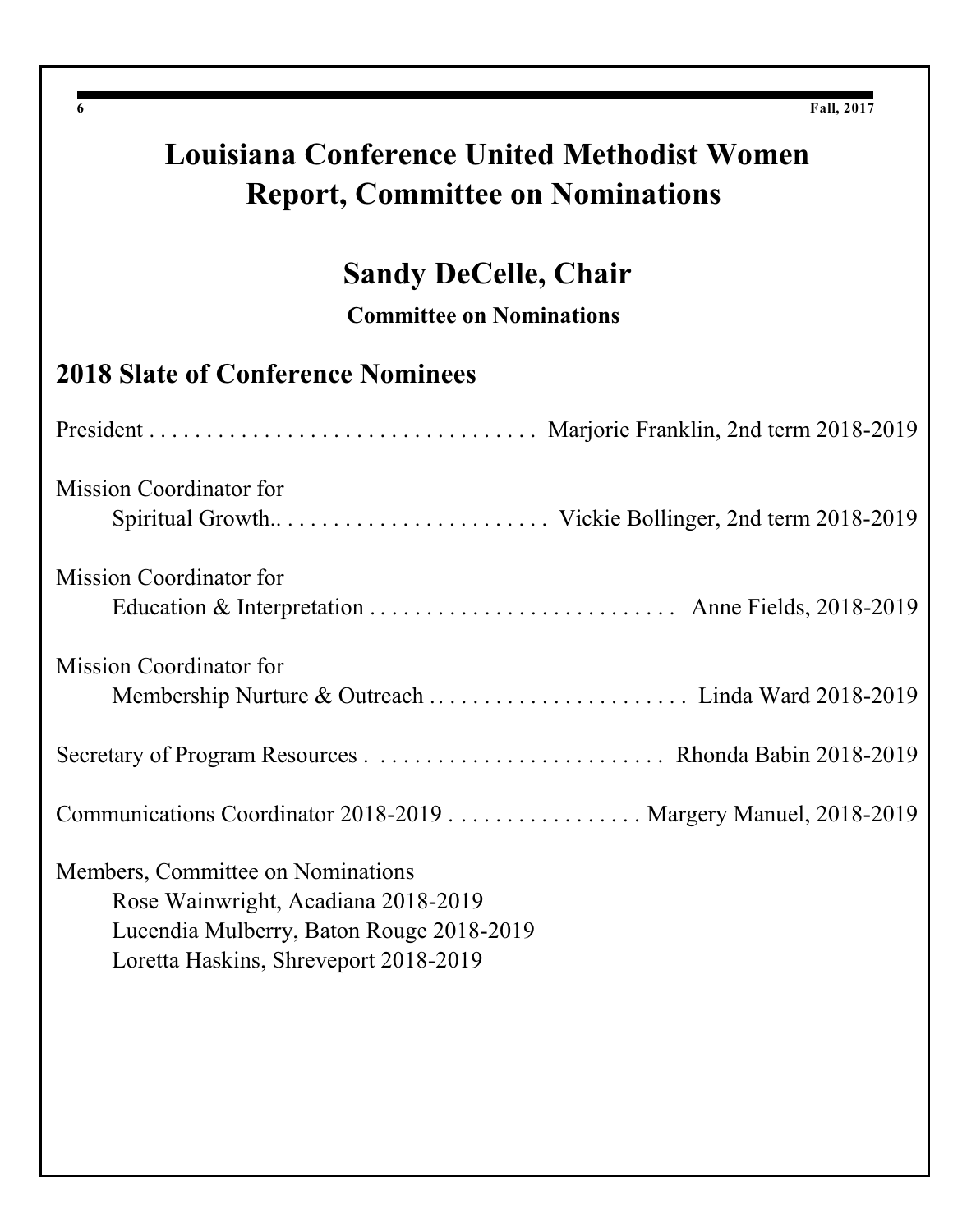# Louisiana Conference United Methodist Women
# Report, Committee on Nominations

## Sandy DeCelle, Chair

**Committee on Nominations**

## 2018 Slate of Conference Nominees

President . . . . . . . . . . . . . . . . . . . . . . . . . . . . . . . . . . . Marjorie Franklin, 2nd term 2018-2019

Mission Coordinator for
Spiritual Growth.. . . . . . . . . . . . . . . . . . . . . . . . Vickie Bollinger, 2nd term 2018-2019

Mission Coordinator for
Education & Interpretation . . . . . . . . . . . . . . . . . . . . . . . . . . . Anne Fields, 2018-2019

Mission Coordinator for
Membership Nurture & Outreach . . . . . . . . . . . . . . . . . . . . . . . Linda Ward 2018-2019

Secretary of Program Resources . . . . . . . . . . . . . . . . . . . . . . . . . . Rhonda Babin 2018-2019

Communications Coordinator 2018-2019 . . . . . . . . . . . . . . . . . Margery Manuel, 2018-2019

Members, Committee on Nominations
Rose Wainwright, Acadiana 2018-2019
Lucendia Mulberry, Baton Rouge 2018-2019
Loretta Haskins, Shreveport 2018-2019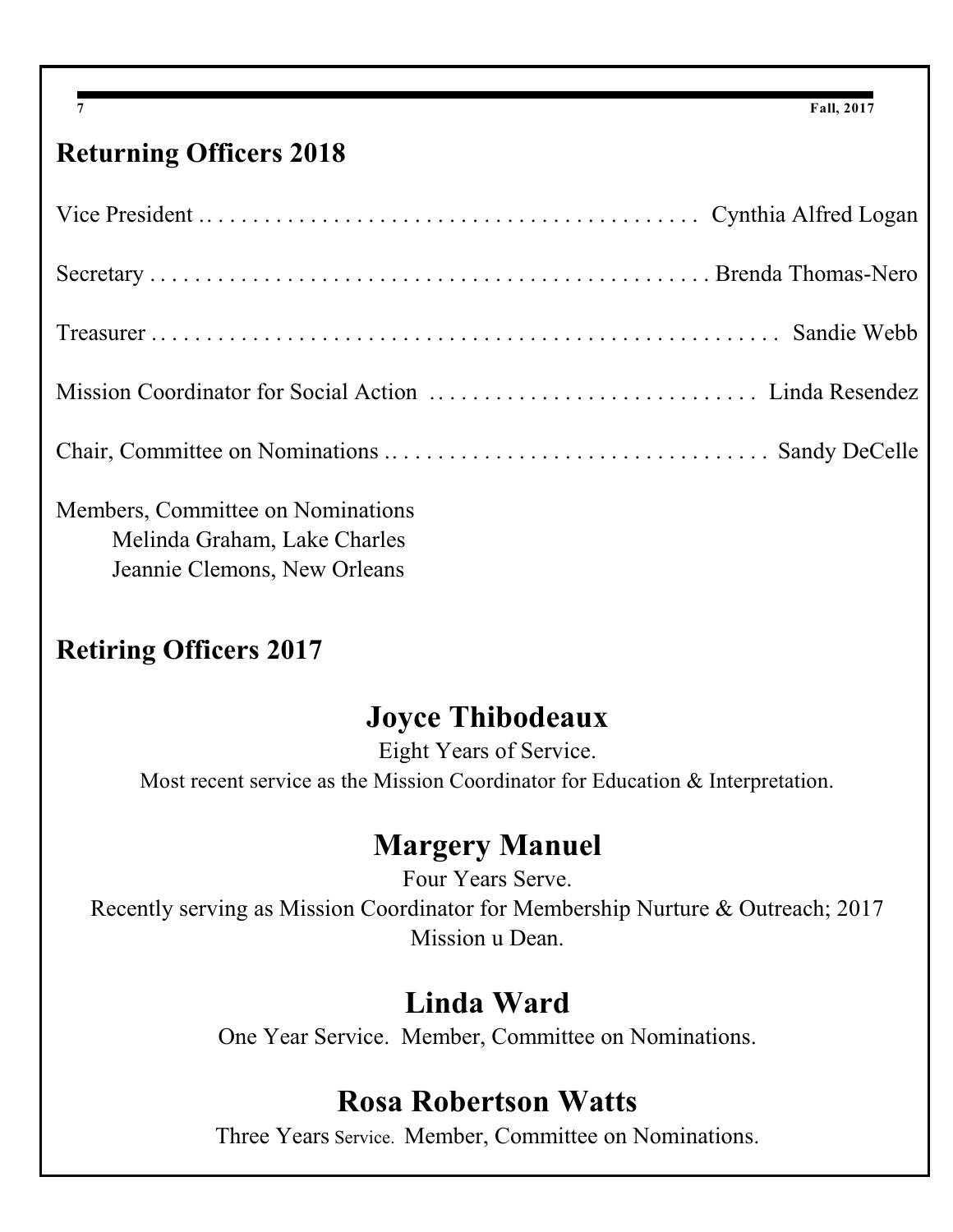## Returning Officers 2018

Vice President . . . . . . . . . . . . . . . . . . . . . . . . . . . . . . . . . . . . . . . . . . . . . Cynthia Alfred Logan

Secretary . . . . . . . . . . . . . . . . . . . . . . . . . . . . . . . . . . . . . . . . . . . . . . . . . . . Brenda Thomas-Nero

Treasurer . . . . . . . . . . . . . . . . . . . . . . . . . . . . . . . . . . . . . . . . . . . . . . . . . . . . . Sandie Webb

Mission Coordinator for Social Action . . . . . . . . . . . . . . . . . . . . . . . . . . . . . Linda Resendez

Chair, Committee on Nominations . . . . . . . . . . . . . . . . . . . . . . . . . . . . . . . . . . Sandy DeCelle

Members, Committee on Nominations
- Melinda Graham, Lake Charles
- Jeannie Clemons, New Orleans

## Retiring Officers 2017

### Joyce Thibodeaux

Eight Years of Service.
Most recent service as the Mission Coordinator for Education & Interpretation.

### Margery Manuel

Four Years Serve.
Recently serving as Mission Coordinator for Membership Nurture & Outreach; 2017 Mission u Dean.

### Linda Ward

One Year Service. Member, Committee on Nominations.

### Rosa Robertson Watts

Three Years Service. Member, Committee on Nominations.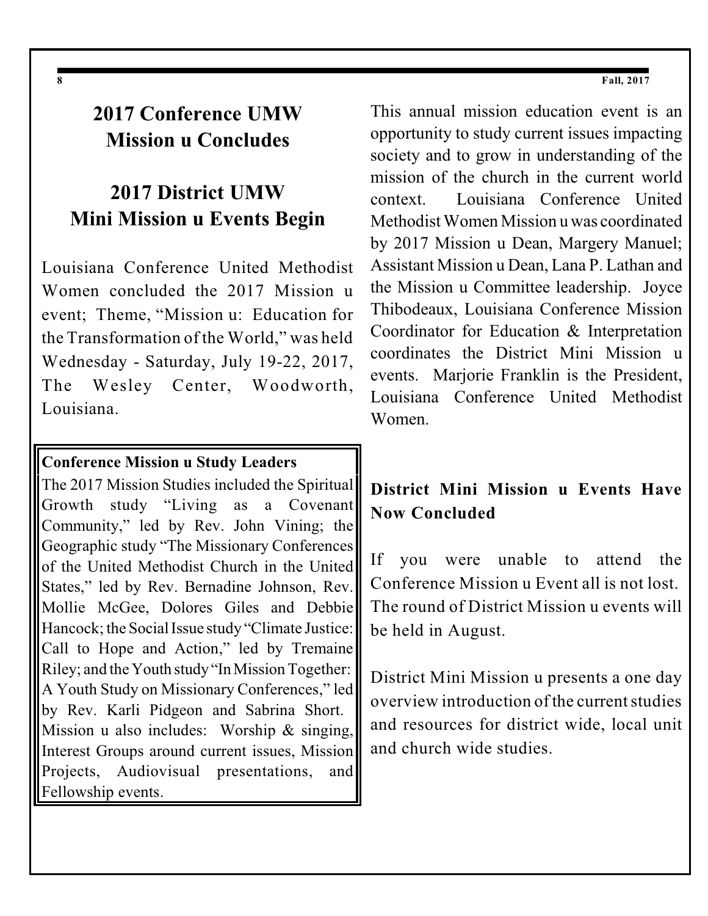## 2017 Conference UMW Mission u Concludes

## 2017 District UMW Mini Mission u Events Begin

Louisiana Conference United Methodist Women concluded the 2017 Mission u event; Theme, "Mission u: Education for the Transformation of the World," was held Wednesday - Saturday, July 19-22, 2017, The Wesley Center, Woodworth, Louisiana.

**Conference Mission u Study Leaders**

The 2017 Mission Studies included the Spiritual Growth study "Living as a Covenant Community," led by Rev. John Vining; the Geographic study "The Missionary Conferences of the United Methodist Church in the United States," led by Rev. Bernadine Johnson, Rev. Mollie McGee, Dolores Giles and Debbie Hancock; the Social Issue study "Climate Justice: Call to Hope and Action," led by Tremaine Riley; and the Youth study "In Mission Together: A Youth Study on Missionary Conferences," led by Rev. Karli Pidgeon and Sabrina Short. Mission u also includes: Worship & singing, Interest Groups around current issues, Mission Projects, Audiovisual presentations, and Fellowship events.

This annual mission education event is an opportunity to study current issues impacting society and to grow in understanding of the mission of the church in the current world context. Louisiana Conference United Methodist Women Mission u was coordinated by 2017 Mission u Dean, Margery Manuel; Assistant Mission u Dean, Lana P. Lathan and the Mission u Committee leadership. Joyce Thibodeaux, Louisiana Conference Mission Coordinator for Education & Interpretation coordinates the District Mini Mission u events. Marjorie Franklin is the President, Louisiana Conference United Methodist Women.

**District Mini Mission u Events Have Now Concluded**

If you were unable to attend the Conference Mission u Event all is not lost. The round of District Mission u events will be held in August.

District Mini Mission u presents a one day overview introduction of the current studies and resources for district wide, local unit and church wide studies.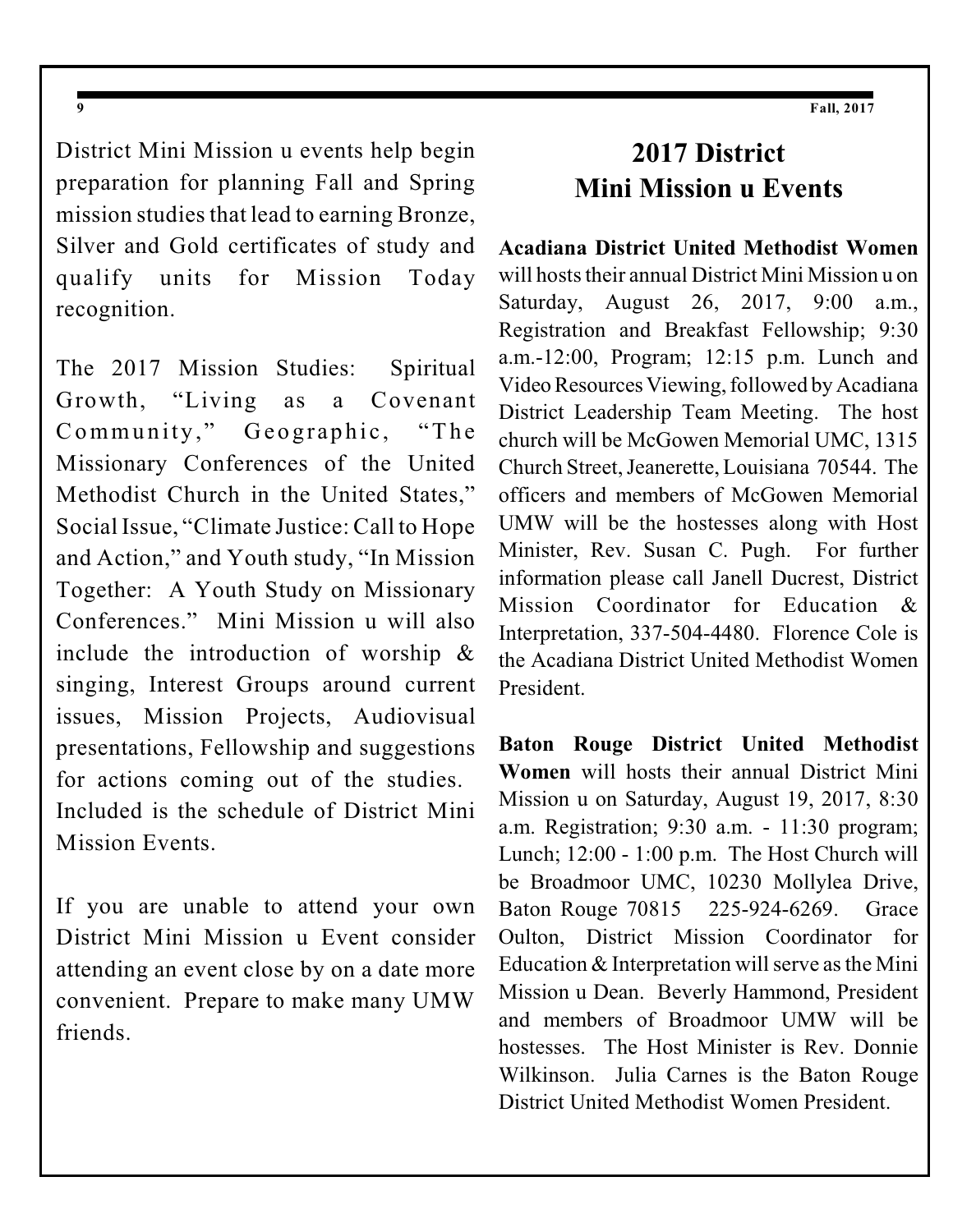District Mini Mission u events help begin preparation for planning Fall and Spring mission studies that lead to earning Bronze, Silver and Gold certificates of study and qualify units for Mission Today recognition.

The 2017 Mission Studies: Spiritual Growth, "Living as a Covenant Community," Geographic, "The Missionary Conferences of the United Methodist Church in the United States," Social Issue, "Climate Justice: Call to Hope and Action," and Youth study, "In Mission Together: A Youth Study on Missionary Conferences." Mini Mission u will also include the introduction of worship & singing, Interest Groups around current issues, Mission Projects, Audiovisual presentations, Fellowship and suggestions for actions coming out of the studies. Included is the schedule of District Mini Mission Events.

If you are unable to attend your own District Mini Mission u Event consider attending an event close by on a date more convenient. Prepare to make many UMW friends.

# 2017 District Mini Mission u Events

**Acadiana District United Methodist Women** will hosts their annual District Mini Mission u on Saturday, August 26, 2017, 9:00 a.m., Registration and Breakfast Fellowship; 9:30 a.m.-12:00, Program; 12:15 p.m. Lunch and Video Resources Viewing, followed by Acadiana District Leadership Team Meeting. The host church will be McGowen Memorial UMC, 1315 Church Street, Jeanerette, Louisiana 70544. The officers and members of McGowen Memorial UMW will be the hostesses along with Host Minister, Rev. Susan C. Pugh. For further information please call Janell Ducrest, District Mission Coordinator for Education & Interpretation, 337-504-4480. Florence Cole is the Acadiana District United Methodist Women President.

**Baton Rouge District United Methodist Women** will hosts their annual District Mini Mission u on Saturday, August 19, 2017, 8:30 a.m. Registration; 9:30 a.m. - 11:30 program; Lunch; 12:00 - 1:00 p.m. The Host Church will be Broadmoor UMC, 10230 Mollylea Drive, Baton Rouge 70815 225-924-6269. Grace Oulton, District Mission Coordinator for Education & Interpretation will serve as the Mini Mission u Dean. Beverly Hammond, President and members of Broadmoor UMW will be hostesses. The Host Minister is Rev. Donnie Wilkinson. Julia Carnes is the Baton Rouge District United Methodist Women President.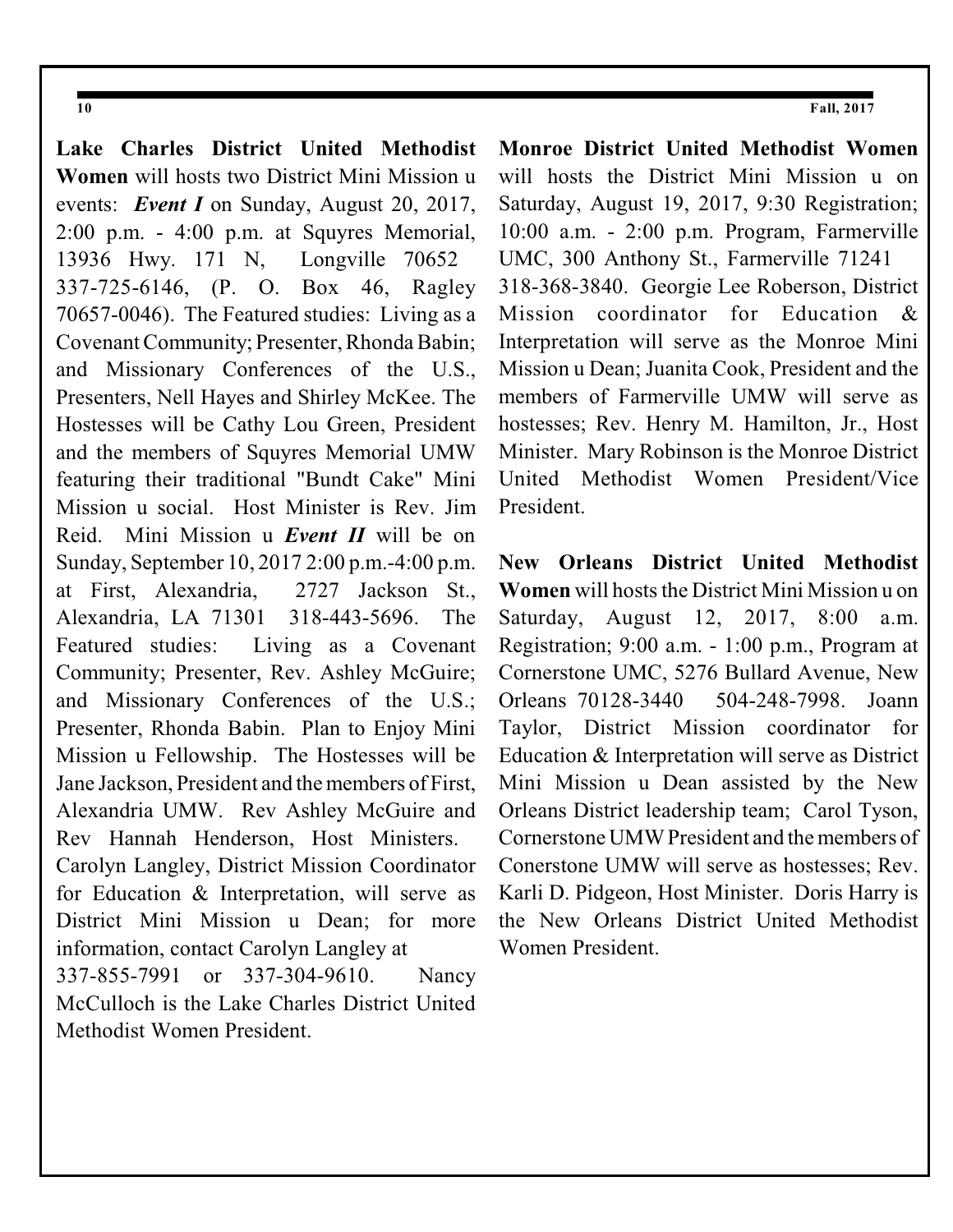**Lake Charles District United Methodist Women** will hosts two District Mini Mission u events: ***Event I*** on Sunday, August 20, 2017, 2:00 p.m. - 4:00 p.m. at Squyres Memorial, 13936 Hwy. 171 N, Longville 70652 337-725-6146, (P. O. Box 46, Ragley 70657-0046). The Featured studies: Living as a Covenant Community; Presenter, Rhonda Babin; and Missionary Conferences of the U.S., Presenters, Nell Hayes and Shirley McKee. The Hostesses will be Cathy Lou Green, President and the members of Squyres Memorial UMW featuring their traditional "Bundt Cake" Mini Mission u social. Host Minister is Rev. Jim Reid. Mini Mission u ***Event II*** will be on Sunday, September 10, 2017 2:00 p.m.-4:00 p.m. at First, Alexandria, 2727 Jackson St., Alexandria, LA 71301 318-443-5696. The Featured studies: Living as a Covenant Community; Presenter, Rev. Ashley McGuire; and Missionary Conferences of the U.S.; Presenter, Rhonda Babin. Plan to Enjoy Mini Mission u Fellowship. The Hostesses will be Jane Jackson, President and the members of First, Alexandria UMW. Rev Ashley McGuire and Rev Hannah Henderson, Host Ministers. Carolyn Langley, District Mission Coordinator for Education & Interpretation, will serve as District Mini Mission u Dean; for more information, contact Carolyn Langley at 337-855-7991 or 337-304-9610. Nancy McCulloch is the Lake Charles District United Methodist Women President.

**Monroe District United Methodist Women** will hosts the District Mini Mission u on Saturday, August 19, 2017, 9:30 Registration; 10:00 a.m. - 2:00 p.m. Program, Farmerville UMC, 300 Anthony St., Farmerville 71241 318-368-3840. Georgie Lee Roberson, District Mission coordinator for Education & Interpretation will serve as the Monroe Mini Mission u Dean; Juanita Cook, President and the members of Farmerville UMW will serve as hostesses; Rev. Henry M. Hamilton, Jr., Host Minister. Mary Robinson is the Monroe District United Methodist Women President/Vice President.

**New Orleans District United Methodist Women** will hosts the District Mini Mission u on Saturday, August 12, 2017, 8:00 a.m. Registration; 9:00 a.m. - 1:00 p.m., Program at Cornerstone UMC, 5276 Bullard Avenue, New Orleans 70128-3440 504-248-7998. Joann Taylor, District Mission coordinator for Education & Interpretation will serve as District Mini Mission u Dean assisted by the New Orleans District leadership team; Carol Tyson, Cornerstone UMW President and the members of Conerstone UMW will serve as hostesses; Rev. Karli D. Pidgeon, Host Minister. Doris Harry is the New Orleans District United Methodist Women President.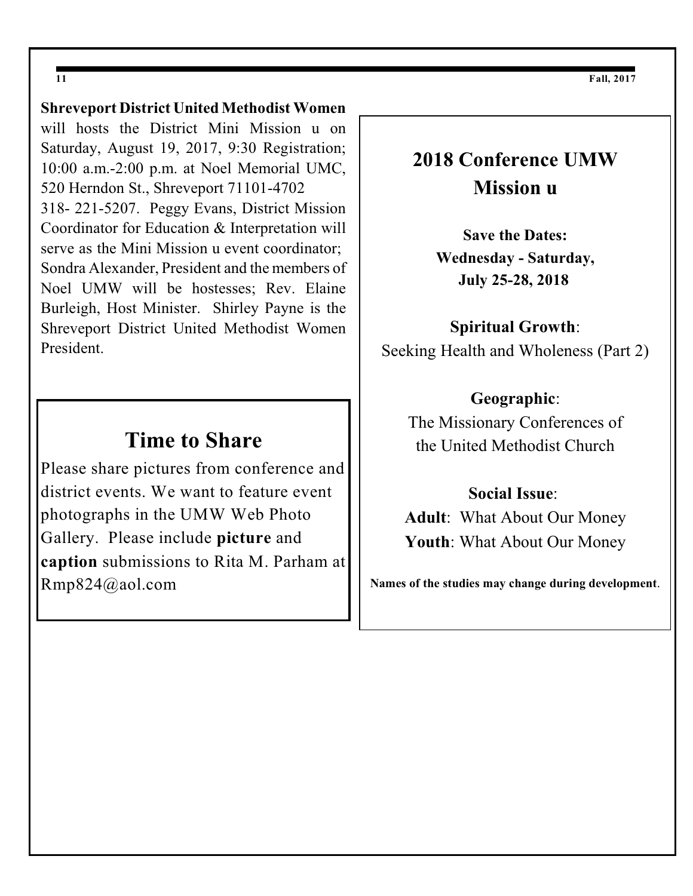**Shreveport District United Methodist Women** will hosts the District Mini Mission u on Saturday, August 19, 2017, 9:30 Registration; 10:00 a.m.-2:00 p.m. at Noel Memorial UMC, 520 Herndon St., Shreveport 71101-4702 318- 221-5207. Peggy Evans, District Mission Coordinator for Education & Interpretation will serve as the Mini Mission u event coordinator; Sondra Alexander, President and the members of Noel UMW will be hostesses; Rev. Elaine Burleigh, Host Minister. Shirley Payne is the Shreveport District United Methodist Women President.

## Time to Share

Please share pictures from conference and district events. We want to feature event photographs in the UMW Web Photo Gallery. Please include **picture** and **caption** submissions to Rita M. Parham at Rmp824@aol.com

## 2018 Conference UMW Mission u

**Save the Dates:**
**Wednesday - Saturday,**
**July 25-28, 2018**

**Spiritual Growth**:
Seeking Health and Wholeness (Part 2)

**Geographic**:
The Missionary Conferences of the United Methodist Church

**Social Issue**:
**Adult**: What About Our Money
**Youth**: What About Our Money

**Names of the studies may change during development**.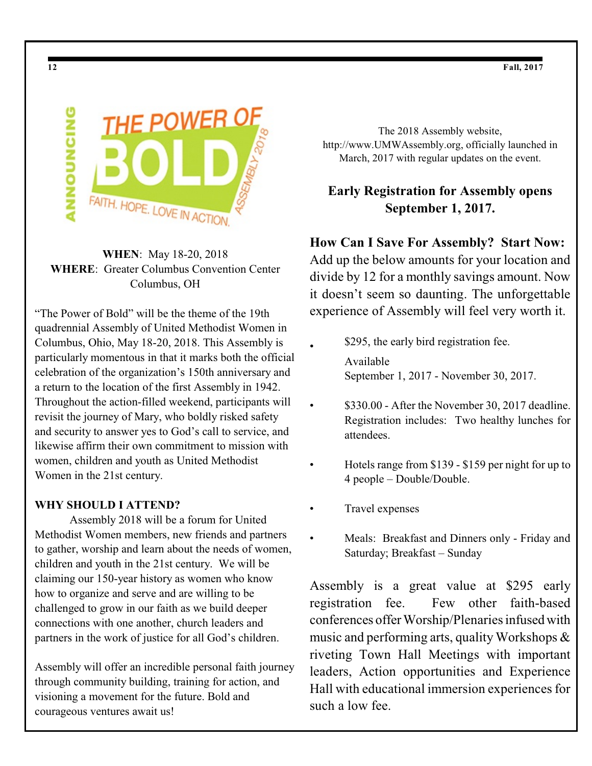ANNOUNCING

THE POWER OF BOLD

FAITH. HOPE. LOVE IN ACTION.

ASSEMBLY 2018

**WHEN**: May 18-20, 2018
**WHERE**: Greater Columbus Convention Center
Columbus, OH

"The Power of Bold" will be the theme of the 19th quadrennial Assembly of United Methodist Women in Columbus, Ohio, May 18-20, 2018. This Assembly is particularly momentous in that it marks both the official celebration of the organization's 150th anniversary and a return to the location of the first Assembly in 1942. Throughout the action-filled weekend, participants will revisit the journey of Mary, who boldly risked safety and security to answer yes to God's call to service, and likewise affirm their own commitment to mission with women, children and youth as United Methodist Women in the 21st century.

**WHY SHOULD I ATTEND?**

Assembly 2018 will be a forum for United Methodist Women members, new friends and partners to gather, worship and learn about the needs of women, children and youth in the 21st century. We will be claiming our 150-year history as women who know how to organize and serve and are willing to be challenged to grow in our faith as we build deeper connections with one another, church leaders and partners in the work of justice for all God's children.

Assembly will offer an incredible personal faith journey through community building, training for action, and visioning a movement for the future. Bold and courageous ventures await us!

The 2018 Assembly website, http://www.UMWAssembly.org, officially launched in March, 2017 with regular updates on the event.

**Early Registration for Assembly opens September 1, 2017.**

**How Can I Save For Assembly? Start Now:** Add up the below amounts for your location and divide by 12 for a monthly savings amount. Now it doesn't seem so daunting. The unforgettable experience of Assembly will feel very worth it.

- $295, the early bird registration fee. Available September 1, 2017 - November 30, 2017.
- $330.00 - After the November 30, 2017 deadline. Registration includes: Two healthy lunches for attendees.
- Hotels range from $139 - $159 per night for up to 4 people – Double/Double.
- Travel expenses
- Meals: Breakfast and Dinners only - Friday and Saturday; Breakfast – Sunday

Assembly is a great value at $295 early registration fee. Few other faith-based conferences offer Worship/Plenaries infused with music and performing arts, quality Workshops & riveting Town Hall Meetings with important leaders, Action opportunities and Experience Hall with educational immersion experiences for such a low fee.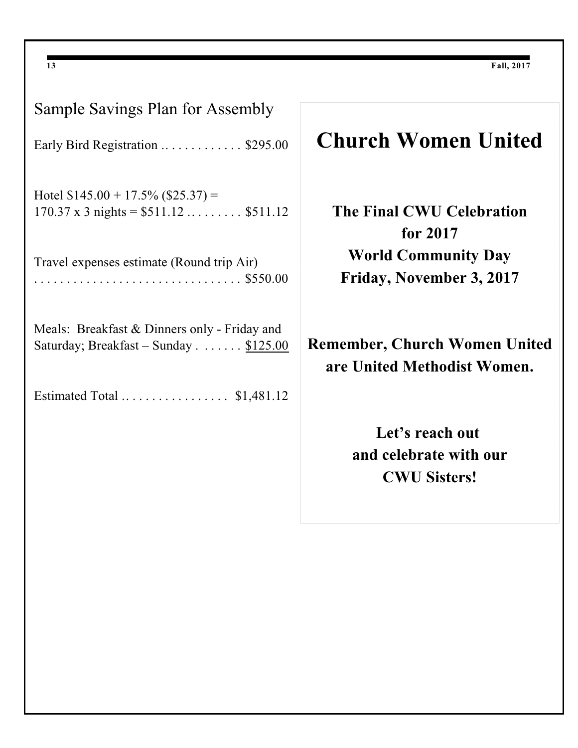## Sample Savings Plan for Assembly

Early Bird Registration . . . . . . . . . . . . . . $295.00

Hotel $145.00 + 17.5% ($25.37) =
170.37 x 3 nights = $511.12 . . . . . . . . . . $511.12

Travel expenses estimate (Round trip Air)
. . . . . . . . . . . . . . . . . . . . . . . . . . . . . . . . . $550.00

Meals: Breakfast & Dinners only - Friday and Saturday; Breakfast – Sunday . . . . . . . $125.00

Estimated Total . . . . . . . . . . . . . . . . . . $1,481.12

# Church Women United

**The Final CWU Celebration for 2017**
**World Community Day**
**Friday, November 3, 2017**

**Remember, Church Women United are United Methodist Women.**

**Let's reach out and celebrate with our CWU Sisters!**